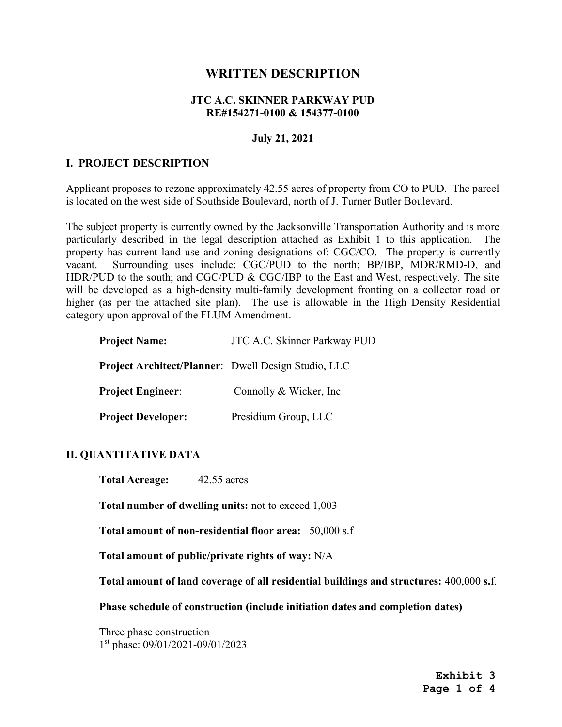# WRITTEN DESCRIPTION

## JTC A.C. SKINNER PARKWAY PUD
## RE#154271-0100 & 154377-0100

**July 21, 2021**

## I. PROJECT DESCRIPTION

Applicant proposes to rezone approximately 42.55 acres of property from CO to PUD. The parcel is located on the west side of Southside Boulevard, north of J. Turner Butler Boulevard.

The subject property is currently owned by the Jacksonville Transportation Authority and is more particularly described in the legal description attached as Exhibit 1 to this application. The property has current land use and zoning designations of: CGC/CO. The property is currently vacant. Surrounding uses include: CGC/PUD to the north; BP/IBP, MDR/RMD-D, and HDR/PUD to the south; and CGC/PUD & CGC/IBP to the East and West, respectively. The site will be developed as a high-density multi-family development fronting on a collector road or higher (as per the attached site plan). The use is allowable in the High Density Residential category upon approval of the FLUM Amendment.

**Project Name:** JTC A.C. Skinner Parkway PUD

**Project Architect/Planner**: Dwell Design Studio, LLC

**Project Engineer**: Connolly & Wicker, Inc

**Project Developer:** Presidium Group, LLC

## II. QUANTITATIVE DATA

**Total Acreage:** 42.55 acres

**Total number of dwelling units:** not to exceed 1,003

**Total amount of non-residential floor area:** 50,000 s.f

**Total amount of public/private rights of way:** N/A

**Total amount of land coverage of all residential buildings and structures:** 400,000 **s.**f.

**Phase schedule of construction (include initiation dates and completion dates)**

Three phase construction
1st phase: 09/01/2021-09/01/2023

**Exhibit 3**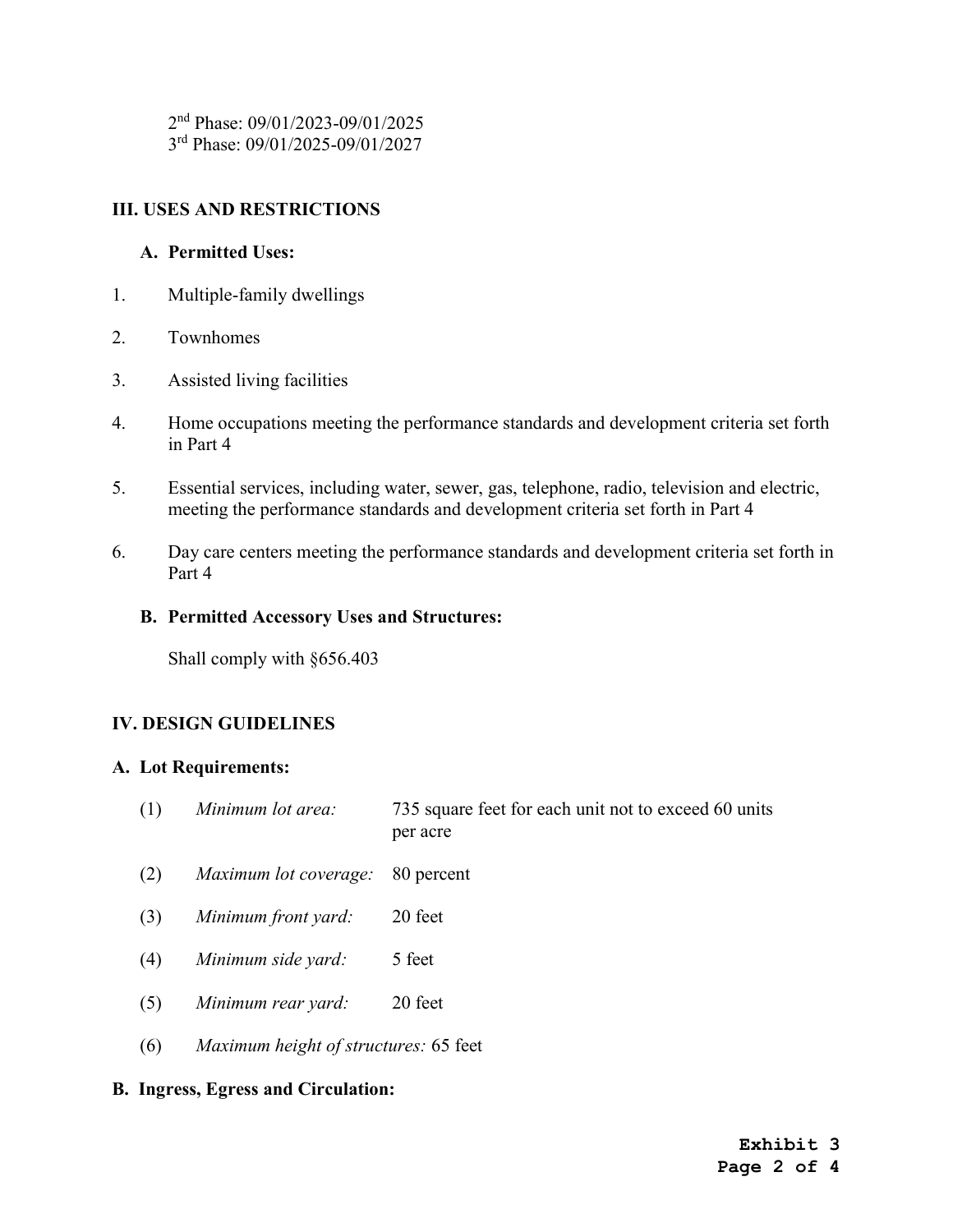2nd Phase: 09/01/2023-09/01/2025
3rd Phase: 09/01/2025-09/01/2027

## III. USES AND RESTRICTIONS

### A. Permitted Uses:

1. Multiple-family dwellings
2. Townhomes
3. Assisted living facilities
4. Home occupations meeting the performance standards and development criteria set forth in Part 4
5. Essential services, including water, sewer, gas, telephone, radio, television and electric, meeting the performance standards and development criteria set forth in Part 4
6. Day care centers meeting the performance standards and development criteria set forth in Part 4

### B. Permitted Accessory Uses and Structures:

Shall comply with §656.403

## IV. DESIGN GUIDELINES

### A. Lot Requirements:

(1) *Minimum lot area:* 735 square feet for each unit not to exceed 60 units per acre

(2) *Maximum lot coverage:* 80 percent

(3) *Minimum front yard:* 20 feet

(4) *Minimum side yard:* 5 feet

(5) *Minimum rear yard:* 20 feet

(6) *Maximum height of structures:* 65 feet

### B. Ingress, Egress and Circulation: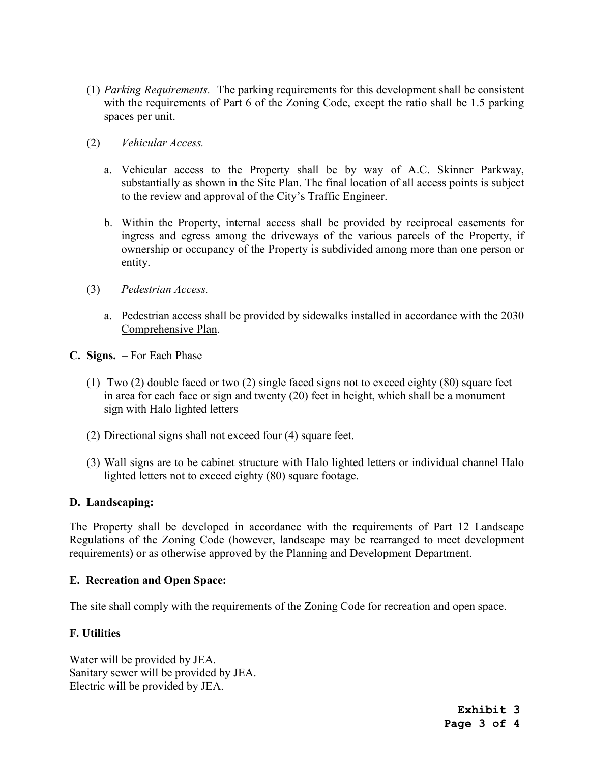(1) *Parking Requirements.* The parking requirements for this development shall be consistent with the requirements of Part 6 of the Zoning Code, except the ratio shall be 1.5 parking spaces per unit.

(2) *Vehicular Access.*

a. Vehicular access to the Property shall be by way of A.C. Skinner Parkway, substantially as shown in the Site Plan. The final location of all access points is subject to the review and approval of the City's Traffic Engineer.

b. Within the Property, internal access shall be provided by reciprocal easements for ingress and egress among the driveways of the various parcels of the Property, if ownership or occupancy of the Property is subdivided among more than one person or entity.

(3) *Pedestrian Access.*

a. Pedestrian access shall be provided by sidewalks installed in accordance with the 2030 Comprehensive Plan.

**C. Signs.** – For Each Phase

(1) Two (2) double faced or two (2) single faced signs not to exceed eighty (80) square feet in area for each face or sign and twenty (20) feet in height, which shall be a monument sign with Halo lighted letters

(2) Directional signs shall not exceed four (4) square feet.

(3) Wall signs are to be cabinet structure with Halo lighted letters or individual channel Halo lighted letters not to exceed eighty (80) square footage.

**D. Landscaping:**

The Property shall be developed in accordance with the requirements of Part 12 Landscape Regulations of the Zoning Code (however, landscape may be rearranged to meet development requirements) or as otherwise approved by the Planning and Development Department.

**E. Recreation and Open Space:**

The site shall comply with the requirements of the Zoning Code for recreation and open space.

**F. Utilities**

Water will be provided by JEA.
Sanitary sewer will be provided by JEA.
Electric will be provided by JEA.

**Exhibit 3**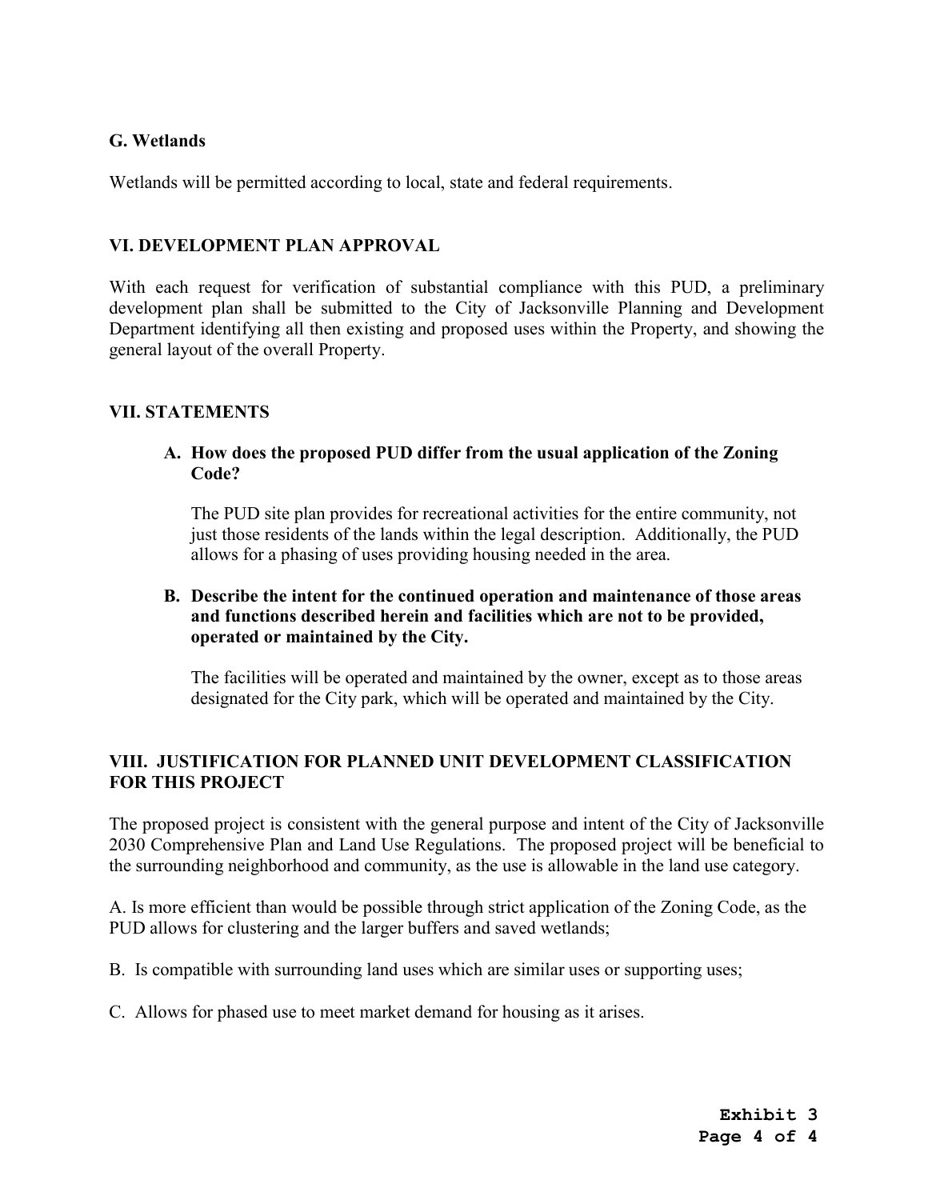## G. Wetlands

Wetlands will be permitted according to local, state and federal requirements.

## VI. DEVELOPMENT PLAN APPROVAL

With each request for verification of substantial compliance with this PUD, a preliminary development plan shall be submitted to the City of Jacksonville Planning and Development Department identifying all then existing and proposed uses within the Property, and showing the general layout of the overall Property.

## VII. STATEMENTS

**A. How does the proposed PUD differ from the usual application of the Zoning Code?**

The PUD site plan provides for recreational activities for the entire community, not just those residents of the lands within the legal description. Additionally, the PUD allows for a phasing of uses providing housing needed in the area.

**B. Describe the intent for the continued operation and maintenance of those areas and functions described herein and facilities which are not to be provided, operated or maintained by the City.**

The facilities will be operated and maintained by the owner, except as to those areas designated for the City park, which will be operated and maintained by the City.

## VIII. JUSTIFICATION FOR PLANNED UNIT DEVELOPMENT CLASSIFICATION FOR THIS PROJECT

The proposed project is consistent with the general purpose and intent of the City of Jacksonville 2030 Comprehensive Plan and Land Use Regulations. The proposed project will be beneficial to the surrounding neighborhood and community, as the use is allowable in the land use category.

A. Is more efficient than would be possible through strict application of the Zoning Code, as the PUD allows for clustering and the larger buffers and saved wetlands;

B. Is compatible with surrounding land uses which are similar uses or supporting uses;

C. Allows for phased use to meet market demand for housing as it arises.

**Exhibit 3**